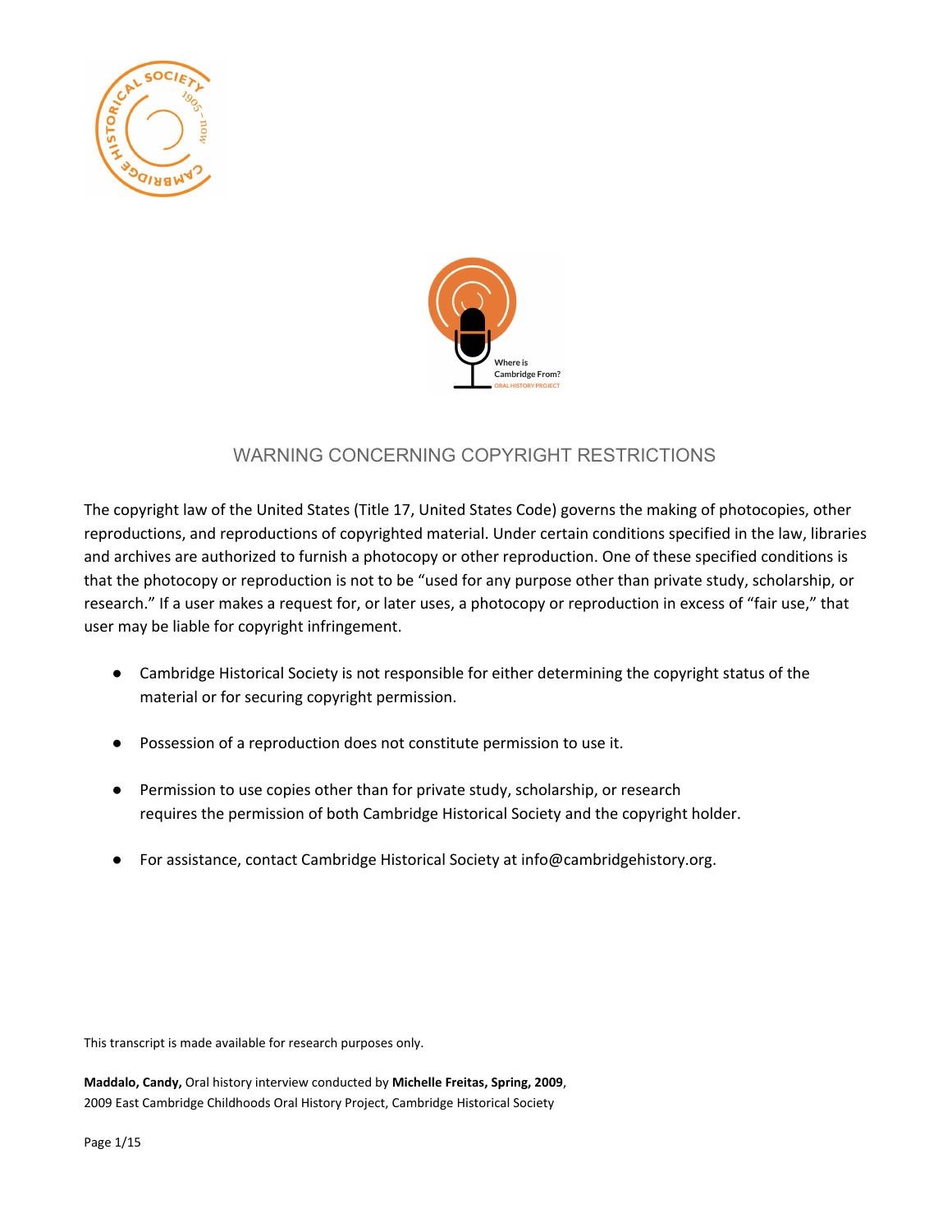## WARNING CONCERNING COPYRIGHT RESTRICTIONS

The copyright law of the United States (Title 17, United States Code) governs the making of photocopies, other reproductions, and reproductions of copyrighted material. Under certain conditions specified in the law, libraries and archives are authorized to furnish a photocopy or other reproduction. One of these specified conditions is that the photocopy or reproduction is not to be "used for any purpose other than private study, scholarship, or research." If a user makes a request for, or later uses, a photocopy or reproduction in excess of "fair use," that user may be liable for copyright infringement.

- Cambridge Historical Society is not responsible for either determining the copyright status of the material or for securing copyright permission.
- Possession of a reproduction does not constitute permission to use it.
- Permission to use copies other than for private study, scholarship, or research requires the permission of both Cambridge Historical Society and the copyright holder.
- For assistance, contact Cambridge Historical Society at info@cambridgehistory.org.

This transcript is made available for research purposes only.

**Maddalo, Candy,** Oral history interview conducted by **Michelle Freitas, Spring, 2009**,
2009 East Cambridge Childhoods Oral History Project, Cambridge Historical Society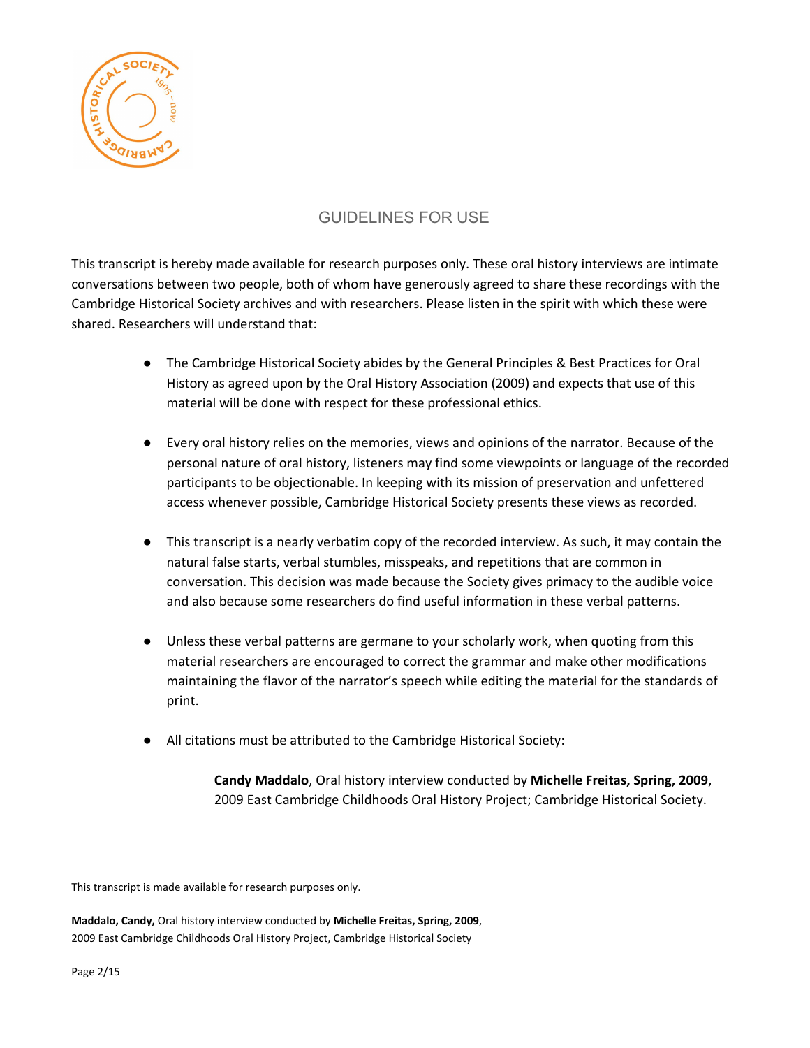# GUIDELINES FOR USE

This transcript is hereby made available for research purposes only. These oral history interviews are intimate conversations between two people, both of whom have generously agreed to share these recordings with the Cambridge Historical Society archives and with researchers. Please listen in the spirit with which these were shared. Researchers will understand that:

- The Cambridge Historical Society abides by the General Principles & Best Practices for Oral History as agreed upon by the Oral History Association (2009) and expects that use of this material will be done with respect for these professional ethics.

- Every oral history relies on the memories, views and opinions of the narrator. Because of the personal nature of oral history, listeners may find some viewpoints or language of the recorded participants to be objectionable. In keeping with its mission of preservation and unfettered access whenever possible, Cambridge Historical Society presents these views as recorded.

- This transcript is a nearly verbatim copy of the recorded interview. As such, it may contain the natural false starts, verbal stumbles, misspeaks, and repetitions that are common in conversation. This decision was made because the Society gives primacy to the audible voice and also because some researchers do find useful information in these verbal patterns.

- Unless these verbal patterns are germane to your scholarly work, when quoting from this material researchers are encouraged to correct the grammar and make other modifications maintaining the flavor of the narrator's speech while editing the material for the standards of print.

- All citations must be attributed to the Cambridge Historical Society:

  **Candy Maddalo**, Oral history interview conducted by **Michelle Freitas, Spring, 2009**, 2009 East Cambridge Childhoods Oral History Project; Cambridge Historical Society.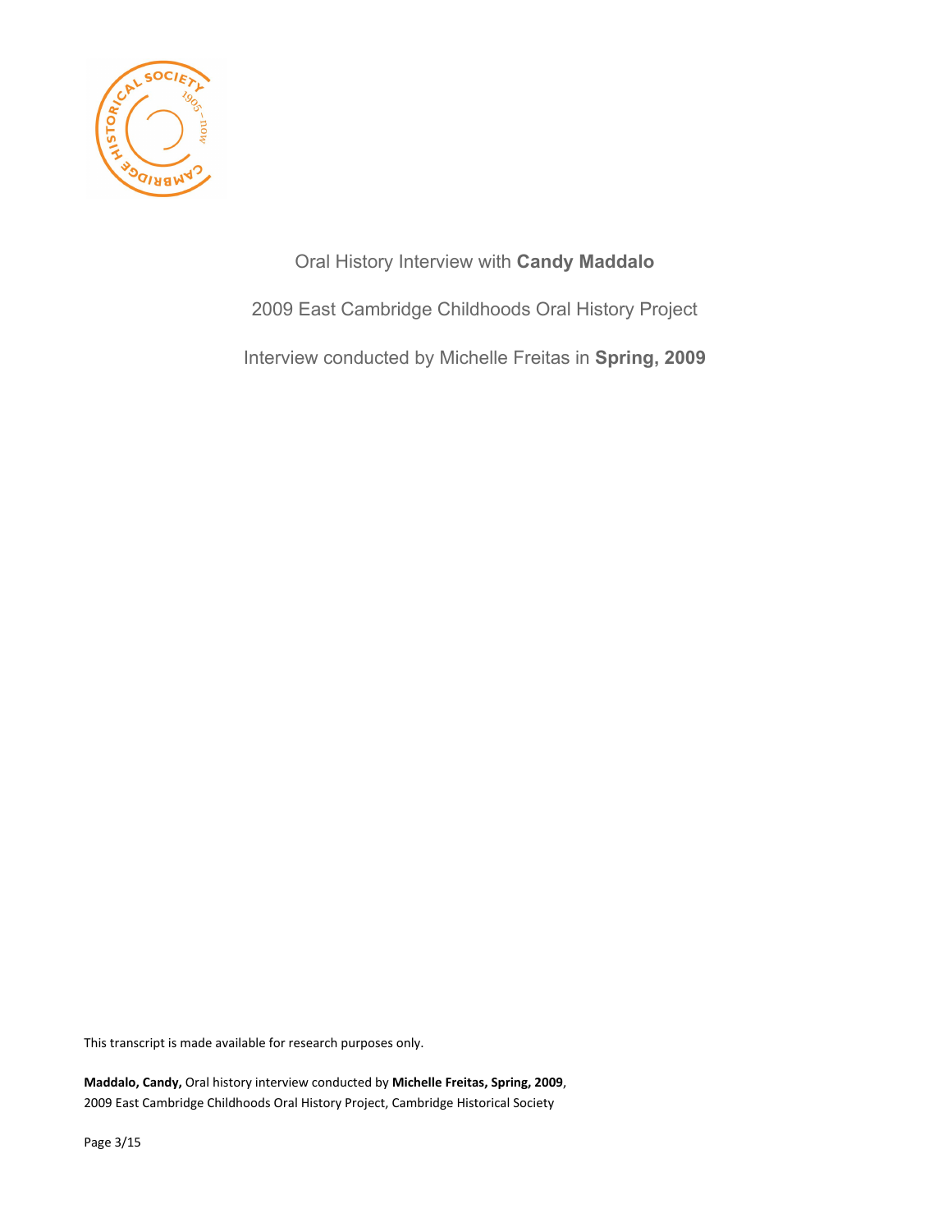Oral History Interview with **Candy Maddalo**

2009 East Cambridge Childhoods Oral History Project

Interview conducted by Michelle Freitas in **Spring, 2009**

This transcript is made available for research purposes only.

**Maddalo, Candy,** Oral history interview conducted by **Michelle Freitas, Spring, 2009**, 2009 East Cambridge Childhoods Oral History Project, Cambridge Historical Society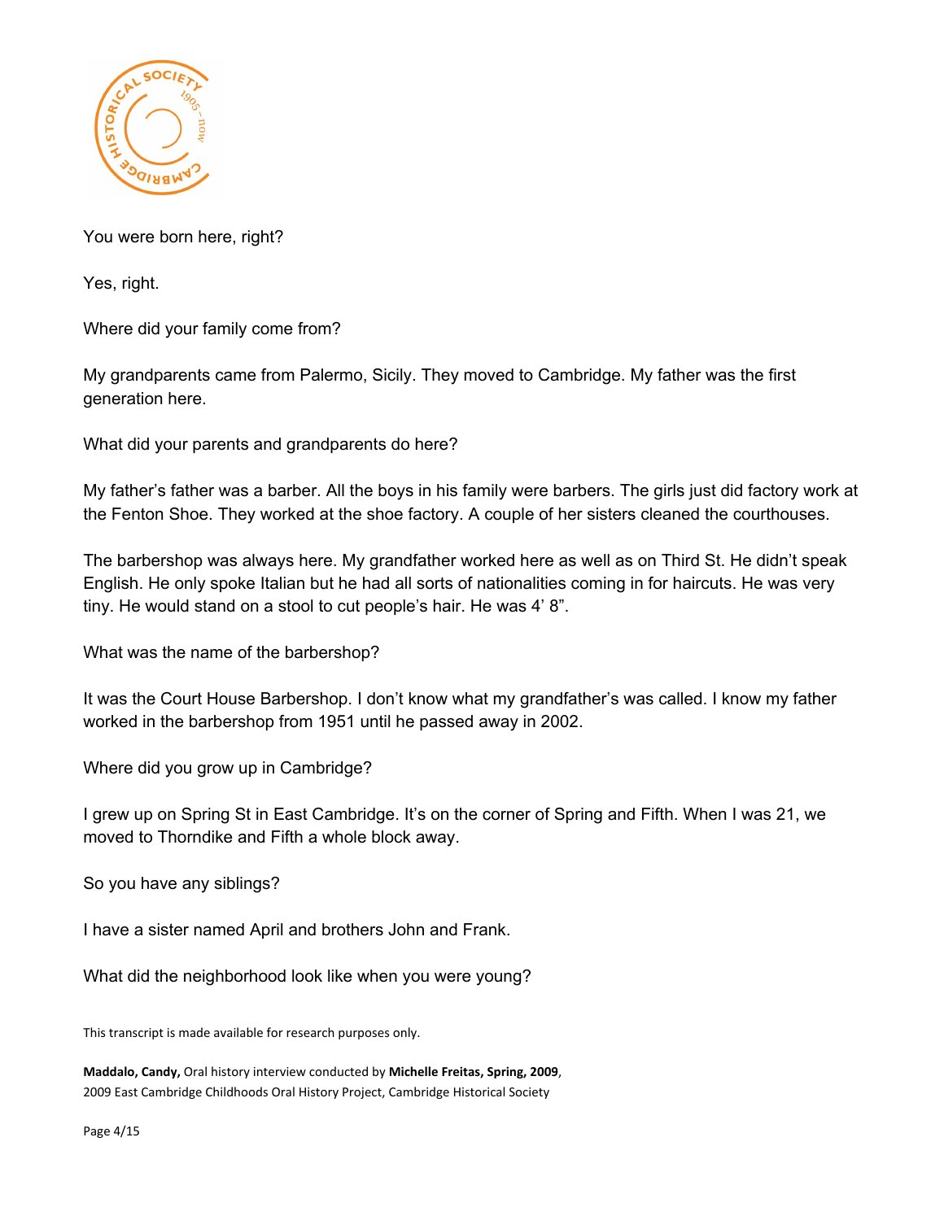You were born here, right?

Yes, right.

Where did your family come from?

My grandparents came from Palermo, Sicily. They moved to Cambridge. My father was the first generation here.

What did your parents and grandparents do here?

My father's father was a barber. All the boys in his family were barbers. The girls just did factory work at the Fenton Shoe. They worked at the shoe factory. A couple of her sisters cleaned the courthouses.

The barbershop was always here. My grandfather worked here as well as on Third St. He didn't speak English. He only spoke Italian but he had all sorts of nationalities coming in for haircuts. He was very tiny. He would stand on a stool to cut people's hair. He was 4' 8".

What was the name of the barbershop?

It was the Court House Barbershop. I don't know what my grandfather's was called. I know my father worked in the barbershop from 1951 until he passed away in 2002.

Where did you grow up in Cambridge?

I grew up on Spring St in East Cambridge. It's on the corner of Spring and Fifth. When I was 21, we moved to Thorndike and Fifth a whole block away.

So you have any siblings?

I have a sister named April and brothers John and Frank.

What did the neighborhood look like when you were young?

This transcript is made available for research purposes only.

**Maddalo, Candy,** Oral history interview conducted by **Michelle Freitas, Spring, 2009**, 2009 East Cambridge Childhoods Oral History Project, Cambridge Historical Society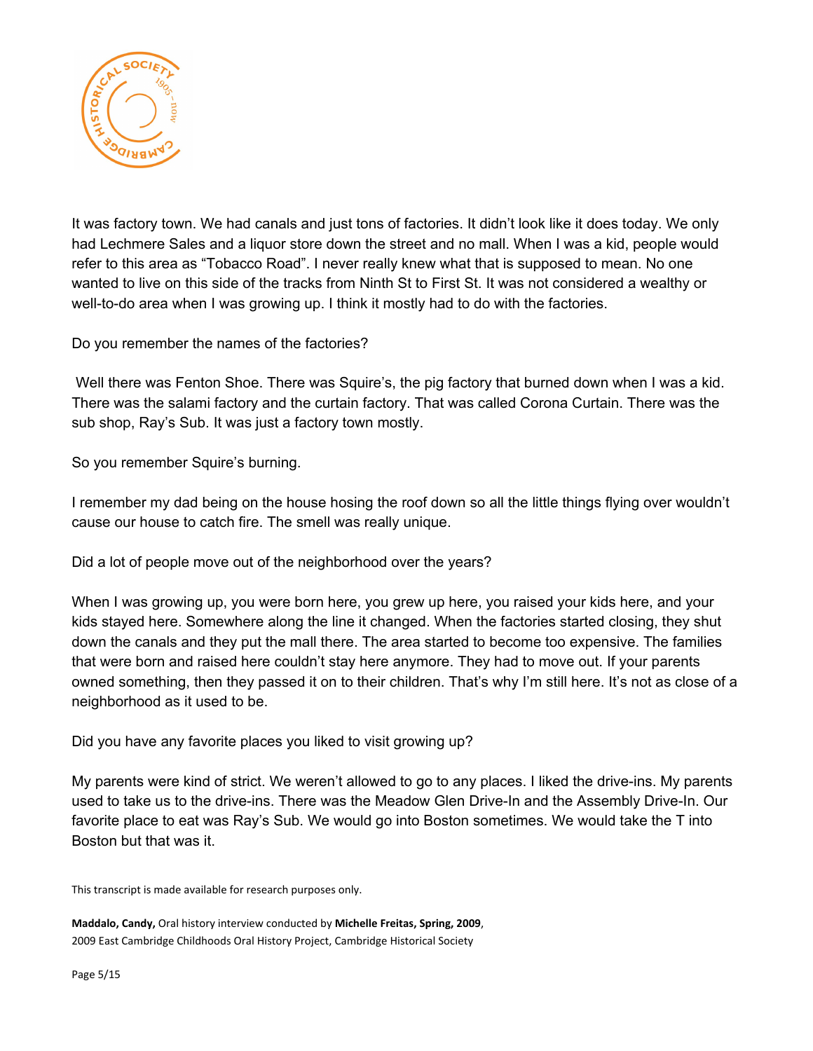It was factory town. We had canals and just tons of factories. It didn't look like it does today. We only had Lechmere Sales and a liquor store down the street and no mall. When I was a kid, people would refer to this area as "Tobacco Road". I never really knew what that is supposed to mean. No one wanted to live on this side of the tracks from Ninth St to First St. It was not considered a wealthy or well-to-do area when I was growing up. I think it mostly had to do with the factories.

Do you remember the names of the factories?

Well there was Fenton Shoe. There was Squire's, the pig factory that burned down when I was a kid. There was the salami factory and the curtain factory. That was called Corona Curtain. There was the sub shop, Ray's Sub. It was just a factory town mostly.

So you remember Squire's burning.

I remember my dad being on the house hosing the roof down so all the little things flying over wouldn't cause our house to catch fire. The smell was really unique.

Did a lot of people move out of the neighborhood over the years?

When I was growing up, you were born here, you grew up here, you raised your kids here, and your kids stayed here. Somewhere along the line it changed. When the factories started closing, they shut down the canals and they put the mall there. The area started to become too expensive. The families that were born and raised here couldn't stay here anymore. They had to move out. If your parents owned something, then they passed it on to their children. That's why I'm still here. It's not as close of a neighborhood as it used to be.

Did you have any favorite places you liked to visit growing up?

My parents were kind of strict. We weren't allowed to go to any places. I liked the drive-ins. My parents used to take us to the drive-ins. There was the Meadow Glen Drive-In and the Assembly Drive-In. Our favorite place to eat was Ray's Sub. We would go into Boston sometimes. We would take the T into Boston but that was it.

This transcript is made available for research purposes only.

**Maddalo, Candy,** Oral history interview conducted by **Michelle Freitas, Spring, 2009**, 2009 East Cambridge Childhoods Oral History Project, Cambridge Historical Society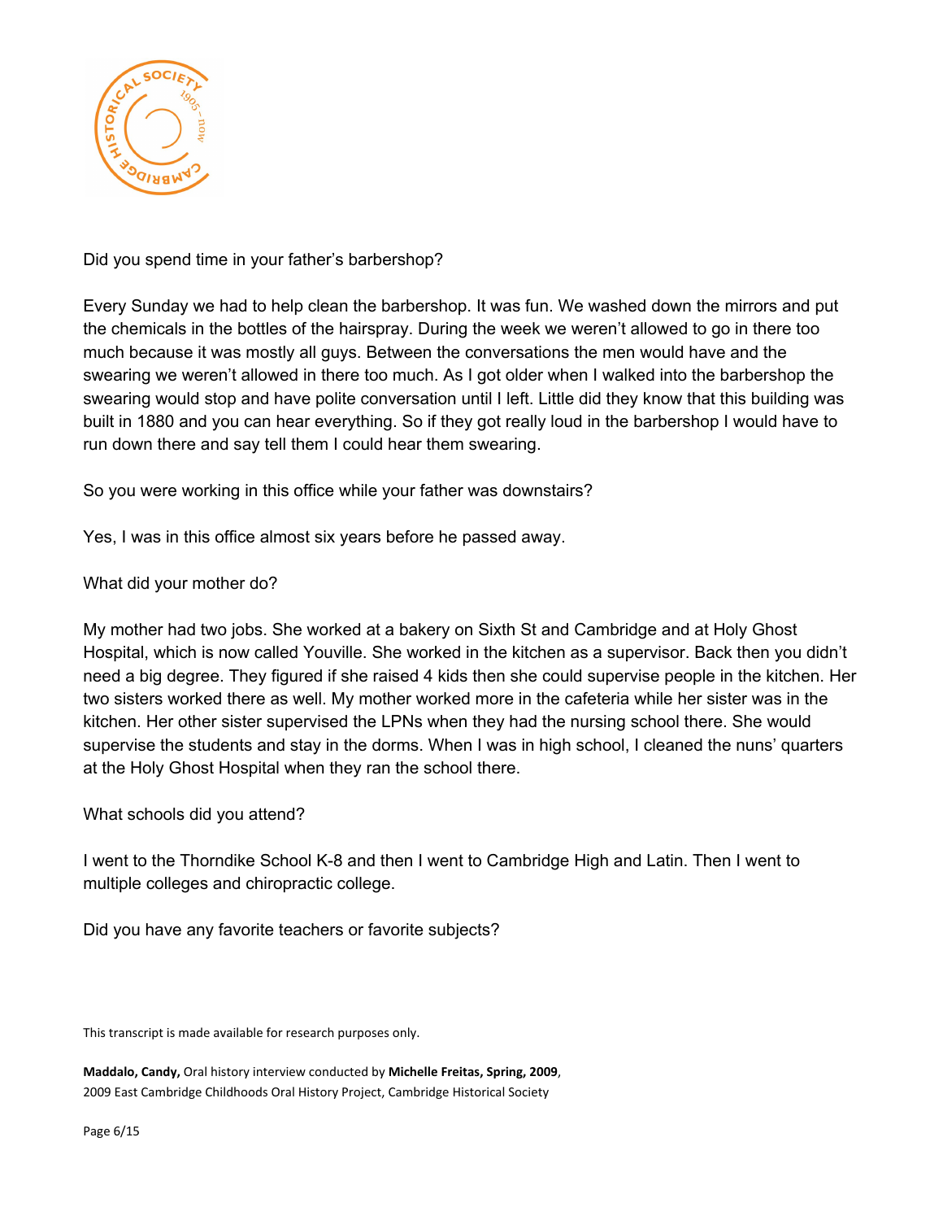Did you spend time in your father's barbershop?

Every Sunday we had to help clean the barbershop. It was fun. We washed down the mirrors and put the chemicals in the bottles of the hairspray. During the week we weren't allowed to go in there too much because it was mostly all guys. Between the conversations the men would have and the swearing we weren't allowed in there too much. As I got older when I walked into the barbershop the swearing would stop and have polite conversation until I left. Little did they know that this building was built in 1880 and you can hear everything. So if they got really loud in the barbershop I would have to run down there and say tell them I could hear them swearing.

So you were working in this office while your father was downstairs?

Yes, I was in this office almost six years before he passed away.

What did your mother do?

My mother had two jobs. She worked at a bakery on Sixth St and Cambridge and at Holy Ghost Hospital, which is now called Youville. She worked in the kitchen as a supervisor. Back then you didn't need a big degree. They figured if she raised 4 kids then she could supervise people in the kitchen. Her two sisters worked there as well. My mother worked more in the cafeteria while her sister was in the kitchen. Her other sister supervised the LPNs when they had the nursing school there. She would supervise the students and stay in the dorms. When I was in high school, I cleaned the nuns' quarters at the Holy Ghost Hospital when they ran the school there.

What schools did you attend?

I went to the Thorndike School K-8 and then I went to Cambridge High and Latin. Then I went to multiple colleges and chiropractic college.

Did you have any favorite teachers or favorite subjects?

This transcript is made available for research purposes only.

**Maddalo, Candy,** Oral history interview conducted by **Michelle Freitas, Spring, 2009**,
2009 East Cambridge Childhoods Oral History Project, Cambridge Historical Society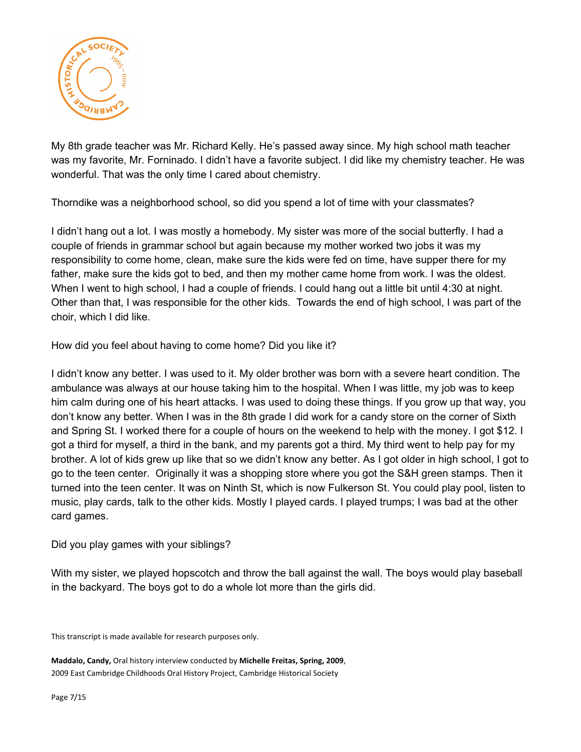My 8th grade teacher was Mr. Richard Kelly. He's passed away since. My high school math teacher was my favorite, Mr. Forninado. I didn't have a favorite subject. I did like my chemistry teacher. He was wonderful. That was the only time I cared about chemistry.

Thorndike was a neighborhood school, so did you spend a lot of time with your classmates?

I didn't hang out a lot. I was mostly a homebody. My sister was more of the social butterfly. I had a couple of friends in grammar school but again because my mother worked two jobs it was my responsibility to come home, clean, make sure the kids were fed on time, have supper there for my father, make sure the kids got to bed, and then my mother came home from work. I was the oldest. When I went to high school, I had a couple of friends. I could hang out a little bit until 4:30 at night. Other than that, I was responsible for the other kids. Towards the end of high school, I was part of the choir, which I did like.

How did you feel about having to come home? Did you like it?

I didn't know any better. I was used to it. My older brother was born with a severe heart condition. The ambulance was always at our house taking him to the hospital. When I was little, my job was to keep him calm during one of his heart attacks. I was used to doing these things. If you grow up that way, you don't know any better. When I was in the 8th grade I did work for a candy store on the corner of Sixth and Spring St. I worked there for a couple of hours on the weekend to help with the money. I got $12. I got a third for myself, a third in the bank, and my parents got a third. My third went to help pay for my brother. A lot of kids grew up like that so we didn't know any better. As I got older in high school, I got to go to the teen center. Originally it was a shopping store where you got the S&H green stamps. Then it turned into the teen center. It was on Ninth St, which is now Fulkerson St. You could play pool, listen to music, play cards, talk to the other kids. Mostly I played cards. I played trumps; I was bad at the other card games.

Did you play games with your siblings?

With my sister, we played hopscotch and throw the ball against the wall. The boys would play baseball in the backyard. The boys got to do a whole lot more than the girls did.

This transcript is made available for research purposes only.

**Maddalo, Candy,** Oral history interview conducted by **Michelle Freitas, Spring, 2009**,
2009 East Cambridge Childhoods Oral History Project, Cambridge Historical Society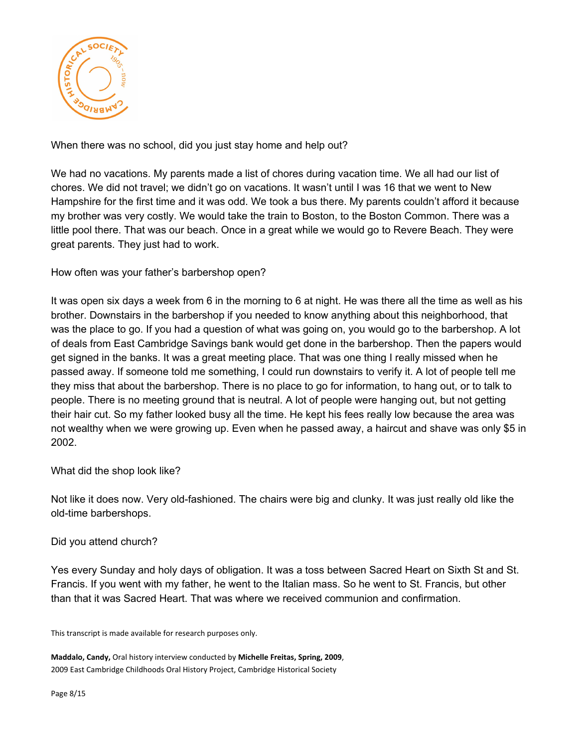When there was no school, did you just stay home and help out?

We had no vacations. My parents made a list of chores during vacation time. We all had our list of chores. We did not travel; we didn't go on vacations. It wasn't until I was 16 that we went to New Hampshire for the first time and it was odd. We took a bus there. My parents couldn't afford it because my brother was very costly. We would take the train to Boston, to the Boston Common. There was a little pool there. That was our beach. Once in a great while we would go to Revere Beach. They were great parents. They just had to work.

How often was your father's barbershop open?

It was open six days a week from 6 in the morning to 6 at night. He was there all the time as well as his brother. Downstairs in the barbershop if you needed to know anything about this neighborhood, that was the place to go. If you had a question of what was going on, you would go to the barbershop. A lot of deals from East Cambridge Savings bank would get done in the barbershop. Then the papers would get signed in the banks. It was a great meeting place. That was one thing I really missed when he passed away. If someone told me something, I could run downstairs to verify it. A lot of people tell me they miss that about the barbershop. There is no place to go for information, to hang out, or to talk to people. There is no meeting ground that is neutral. A lot of people were hanging out, but not getting their hair cut. So my father looked busy all the time. He kept his fees really low because the area was not wealthy when we were growing up. Even when he passed away, a haircut and shave was only $5 in 2002.

What did the shop look like?

Not like it does now. Very old-fashioned. The chairs were big and clunky. It was just really old like the old-time barbershops.

Did you attend church?

Yes every Sunday and holy days of obligation. It was a toss between Sacred Heart on Sixth St and St. Francis. If you went with my father, he went to the Italian mass. So he went to St. Francis, but other than that it was Sacred Heart. That was where we received communion and confirmation.

This transcript is made available for research purposes only.

**Maddalo, Candy,** Oral history interview conducted by **Michelle Freitas, Spring, 2009**, 2009 East Cambridge Childhoods Oral History Project, Cambridge Historical Society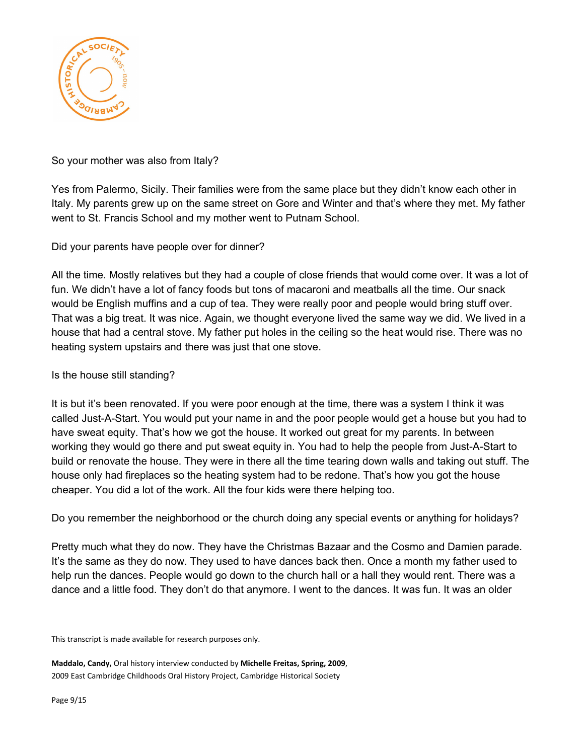So your mother was also from Italy?

Yes from Palermo, Sicily. Their families were from the same place but they didn't know each other in Italy. My parents grew up on the same street on Gore and Winter and that's where they met. My father went to St. Francis School and my mother went to Putnam School.

Did your parents have people over for dinner?

All the time. Mostly relatives but they had a couple of close friends that would come over. It was a lot of fun. We didn't have a lot of fancy foods but tons of macaroni and meatballs all the time. Our snack would be English muffins and a cup of tea. They were really poor and people would bring stuff over. That was a big treat. It was nice. Again, we thought everyone lived the same way we did. We lived in a house that had a central stove. My father put holes in the ceiling so the heat would rise. There was no heating system upstairs and there was just that one stove.

Is the house still standing?

It is but it's been renovated. If you were poor enough at the time, there was a system I think it was called Just-A-Start. You would put your name in and the poor people would get a house but you had to have sweat equity. That's how we got the house. It worked out great for my parents. In between working they would go there and put sweat equity in. You had to help the people from Just-A-Start to build or renovate the house. They were in there all the time tearing down walls and taking out stuff. The house only had fireplaces so the heating system had to be redone. That's how you got the house cheaper. You did a lot of the work. All the four kids were there helping too.

Do you remember the neighborhood or the church doing any special events or anything for holidays?

Pretty much what they do now. They have the Christmas Bazaar and the Cosmo and Damien parade. It's the same as they do now. They used to have dances back then. Once a month my father used to help run the dances. People would go down to the church hall or a hall they would rent. There was a dance and a little food. They don't do that anymore. I went to the dances. It was fun. It was an older

This transcript is made available for research purposes only.

**Maddalo, Candy,** Oral history interview conducted by **Michelle Freitas, Spring, 2009**, 2009 East Cambridge Childhoods Oral History Project, Cambridge Historical Society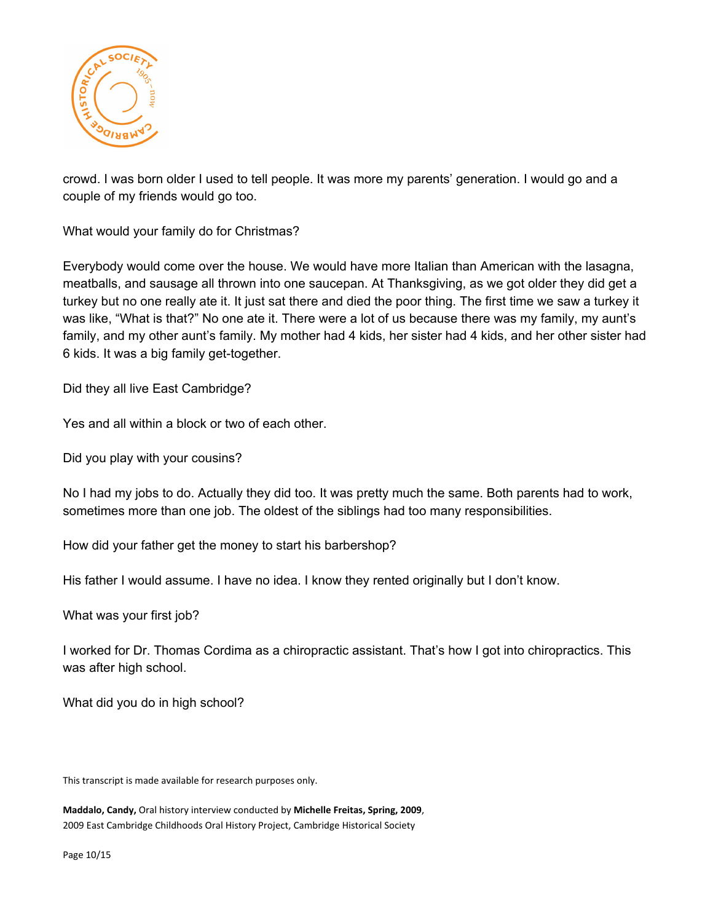crowd. I was born older I used to tell people. It was more my parents' generation. I would go and a couple of my friends would go too.

What would your family do for Christmas?

Everybody would come over the house. We would have more Italian than American with the lasagna, meatballs, and sausage all thrown into one saucepan. At Thanksgiving, as we got older they did get a turkey but no one really ate it. It just sat there and died the poor thing. The first time we saw a turkey it was like, "What is that?" No one ate it. There were a lot of us because there was my family, my aunt's family, and my other aunt's family. My mother had 4 kids, her sister had 4 kids, and her other sister had 6 kids. It was a big family get-together.

Did they all live East Cambridge?

Yes and all within a block or two of each other.

Did you play with your cousins?

No I had my jobs to do. Actually they did too. It was pretty much the same. Both parents had to work, sometimes more than one job. The oldest of the siblings had too many responsibilities.

How did your father get the money to start his barbershop?

His father I would assume. I have no idea. I know they rented originally but I don't know.

What was your first job?

I worked for Dr. Thomas Cordima as a chiropractic assistant. That's how I got into chiropractics. This was after high school.

What did you do in high school?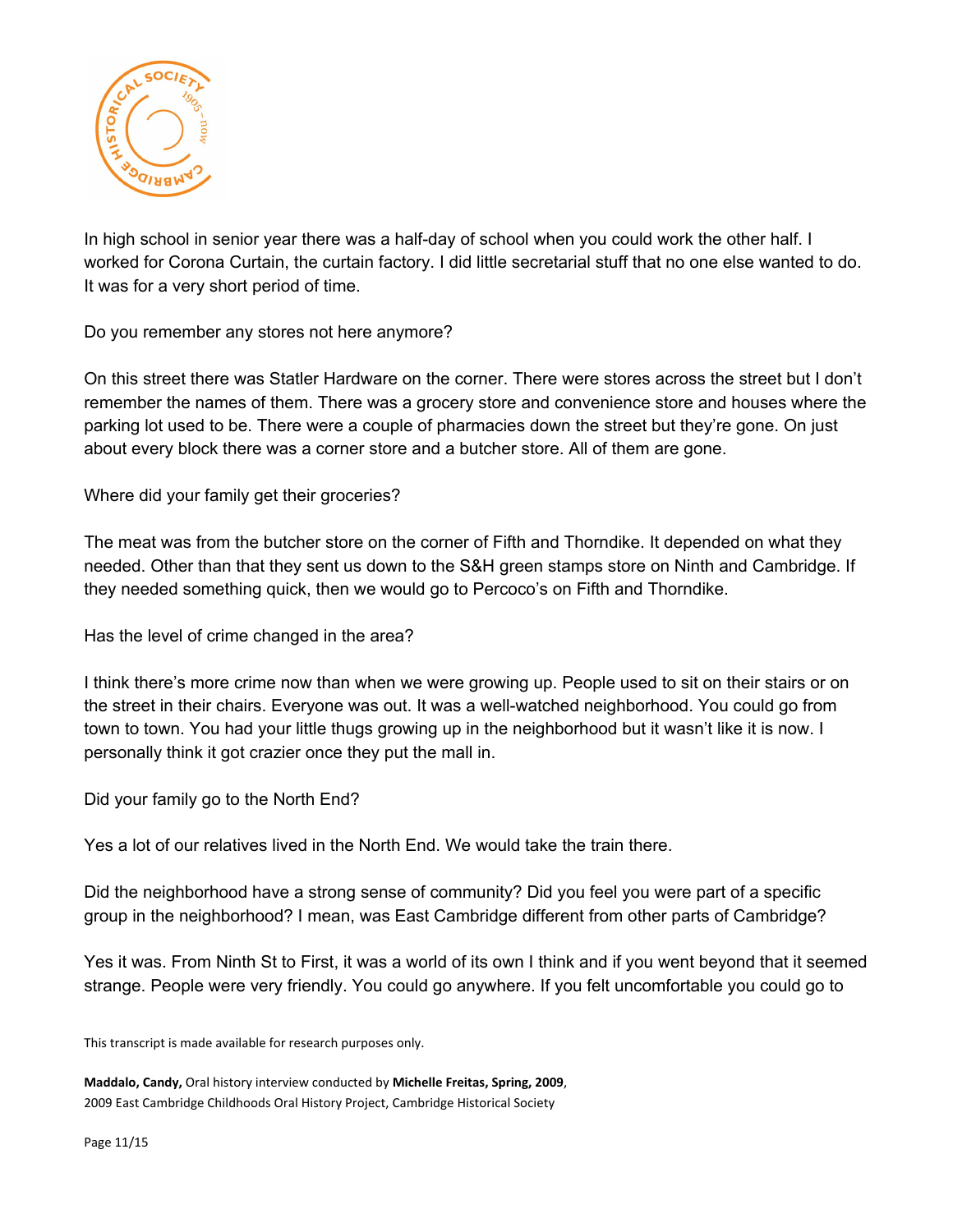In high school in senior year there was a half-day of school when you could work the other half. I worked for Corona Curtain, the curtain factory. I did little secretarial stuff that no one else wanted to do. It was for a very short period of time.

Do you remember any stores not here anymore?

On this street there was Statler Hardware on the corner. There were stores across the street but I don't remember the names of them. There was a grocery store and convenience store and houses where the parking lot used to be. There were a couple of pharmacies down the street but they're gone. On just about every block there was a corner store and a butcher store. All of them are gone.

Where did your family get their groceries?

The meat was from the butcher store on the corner of Fifth and Thorndike. It depended on what they needed. Other than that they sent us down to the S&H green stamps store on Ninth and Cambridge. If they needed something quick, then we would go to Percoco's on Fifth and Thorndike.

Has the level of crime changed in the area?

I think there's more crime now than when we were growing up. People used to sit on their stairs or on the street in their chairs. Everyone was out. It was a well-watched neighborhood. You could go from town to town. You had your little thugs growing up in the neighborhood but it wasn't like it is now. I personally think it got crazier once they put the mall in.

Did your family go to the North End?

Yes a lot of our relatives lived in the North End. We would take the train there.

Did the neighborhood have a strong sense of community? Did you feel you were part of a specific group in the neighborhood? I mean, was East Cambridge different from other parts of Cambridge?

Yes it was. From Ninth St to First, it was a world of its own I think and if you went beyond that it seemed strange. People were very friendly. You could go anywhere. If you felt uncomfortable you could go to

This transcript is made available for research purposes only.

**Maddalo, Candy,** Oral history interview conducted by **Michelle Freitas, Spring, 2009**, 2009 East Cambridge Childhoods Oral History Project, Cambridge Historical Society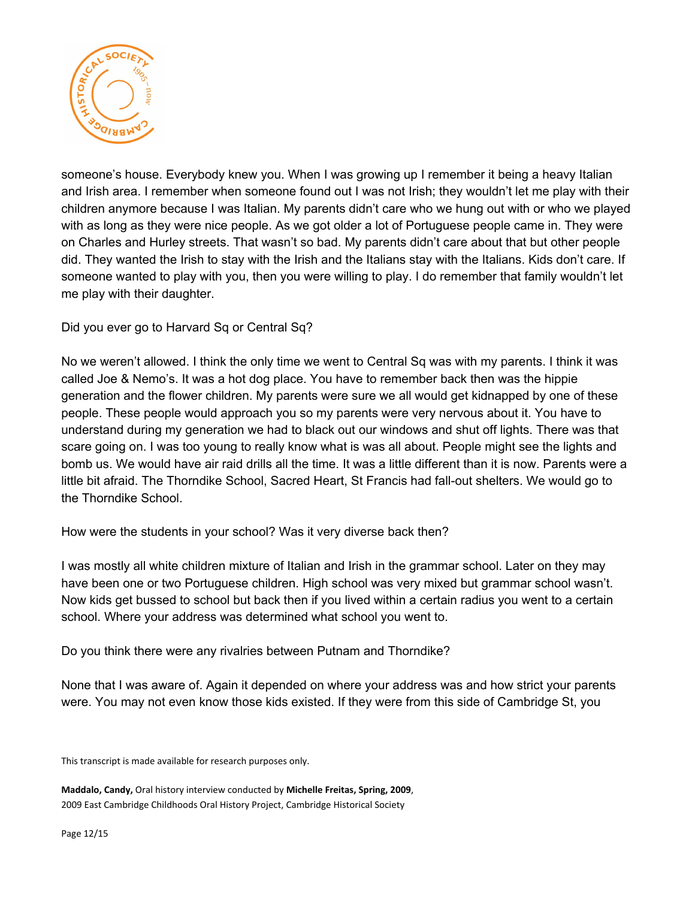someone's house. Everybody knew you. When I was growing up I remember it being a heavy Italian and Irish area. I remember when someone found out I was not Irish; they wouldn't let me play with their children anymore because I was Italian. My parents didn't care who we hung out with or who we played with as long as they were nice people. As we got older a lot of Portuguese people came in. They were on Charles and Hurley streets. That wasn't so bad. My parents didn't care about that but other people did. They wanted the Irish to stay with the Irish and the Italians stay with the Italians. Kids don't care. If someone wanted to play with you, then you were willing to play. I do remember that family wouldn't let me play with their daughter.

Did you ever go to Harvard Sq or Central Sq?

No we weren't allowed. I think the only time we went to Central Sq was with my parents. I think it was called Joe & Nemo's. It was a hot dog place. You have to remember back then was the hippie generation and the flower children. My parents were sure we all would get kidnapped by one of these people. These people would approach you so my parents were very nervous about it. You have to understand during my generation we had to black out our windows and shut off lights. There was that scare going on. I was too young to really know what is was all about. People might see the lights and bomb us. We would have air raid drills all the time. It was a little different than it is now. Parents were a little bit afraid. The Thorndike School, Sacred Heart, St Francis had fall-out shelters. We would go to the Thorndike School.

How were the students in your school? Was it very diverse back then?

I was mostly all white children mixture of Italian and Irish in the grammar school. Later on they may have been one or two Portuguese children. High school was very mixed but grammar school wasn't. Now kids get bussed to school but back then if you lived within a certain radius you went to a certain school. Where your address was determined what school you went to.

Do you think there were any rivalries between Putnam and Thorndike?

None that I was aware of. Again it depended on where your address was and how strict your parents were. You may not even know those kids existed. If they were from this side of Cambridge St, you

This transcript is made available for research purposes only.

**Maddalo, Candy,** Oral history interview conducted by **Michelle Freitas, Spring, 2009**, 2009 East Cambridge Childhoods Oral History Project, Cambridge Historical Society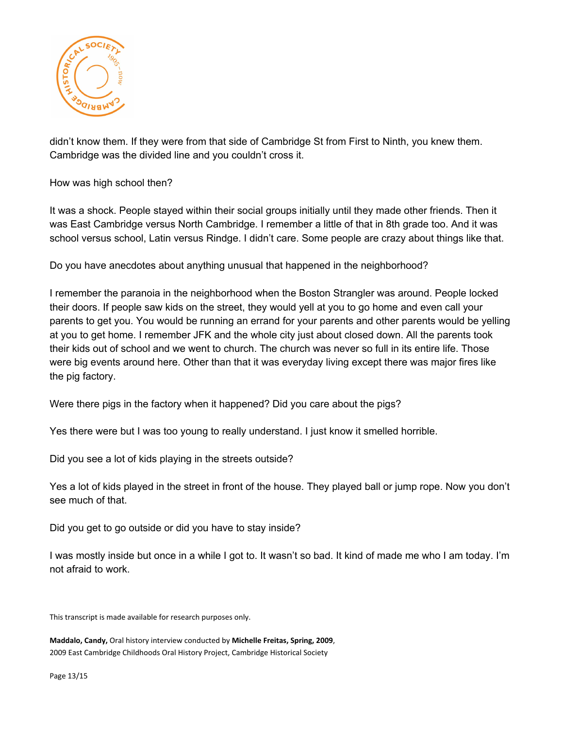didn't know them. If they were from that side of Cambridge St from First to Ninth, you knew them. Cambridge was the divided line and you couldn't cross it.

How was high school then?

It was a shock. People stayed within their social groups initially until they made other friends. Then it was East Cambridge versus North Cambridge. I remember a little of that in 8th grade too. And it was school versus school, Latin versus Rindge. I didn't care. Some people are crazy about things like that.

Do you have anecdotes about anything unusual that happened in the neighborhood?

I remember the paranoia in the neighborhood when the Boston Strangler was around. People locked their doors. If people saw kids on the street, they would yell at you to go home and even call your parents to get you. You would be running an errand for your parents and other parents would be yelling at you to get home. I remember JFK and the whole city just about closed down. All the parents took their kids out of school and we went to church. The church was never so full in its entire life. Those were big events around here. Other than that it was everyday living except there was major fires like the pig factory.

Were there pigs in the factory when it happened? Did you care about the pigs?

Yes there were but I was too young to really understand. I just know it smelled horrible.

Did you see a lot of kids playing in the streets outside?

Yes a lot of kids played in the street in front of the house. They played ball or jump rope. Now you don't see much of that.

Did you get to go outside or did you have to stay inside?

I was mostly inside but once in a while I got to. It wasn't so bad. It kind of made me who I am today. I'm not afraid to work.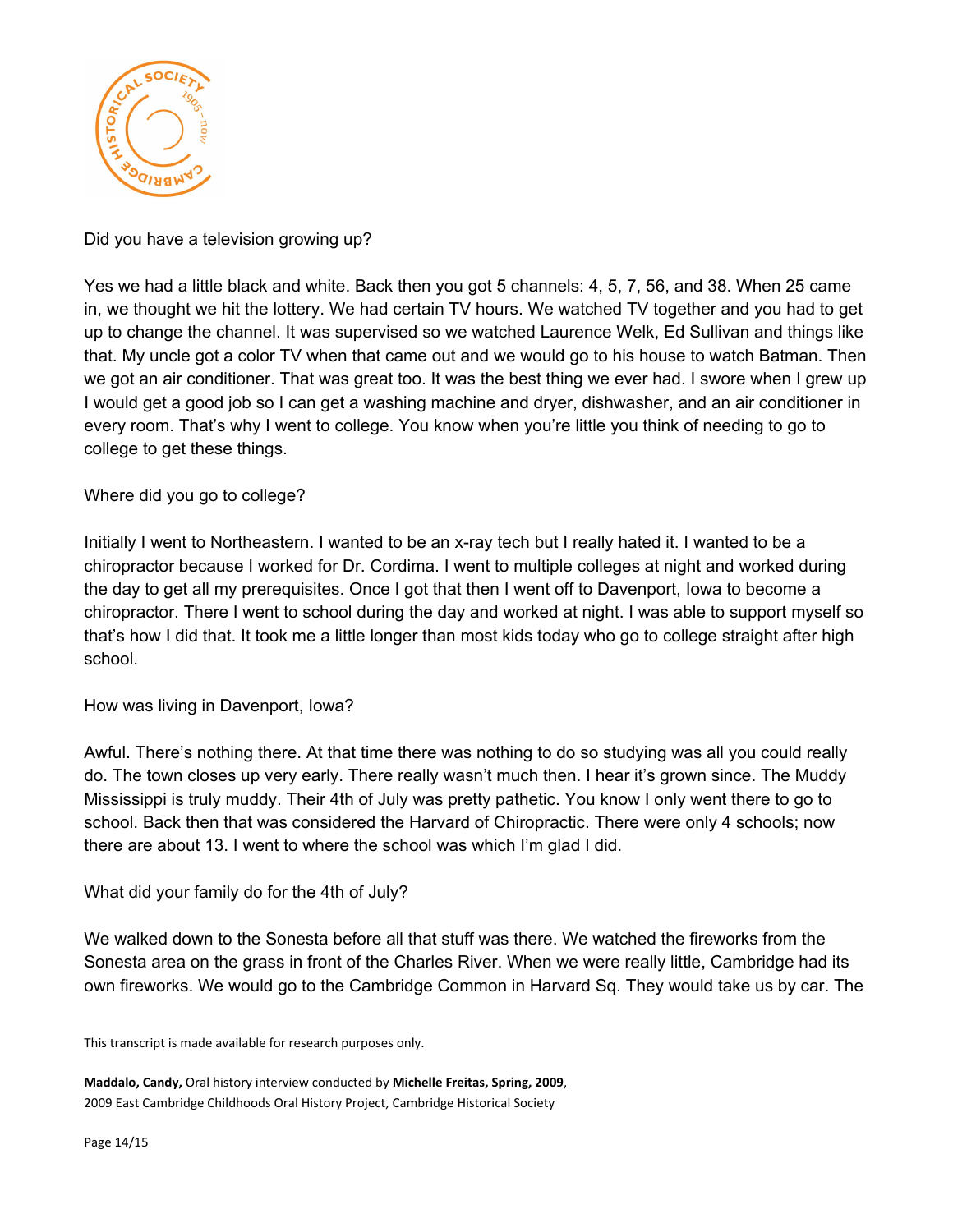Did you have a television growing up?

Yes we had a little black and white. Back then you got 5 channels: 4, 5, 7, 56, and 38. When 25 came in, we thought we hit the lottery. We had certain TV hours. We watched TV together and you had to get up to change the channel. It was supervised so we watched Laurence Welk, Ed Sullivan and things like that. My uncle got a color TV when that came out and we would go to his house to watch Batman. Then we got an air conditioner. That was great too. It was the best thing we ever had. I swore when I grew up I would get a good job so I can get a washing machine and dryer, dishwasher, and an air conditioner in every room. That's why I went to college. You know when you're little you think of needing to go to college to get these things.

Where did you go to college?

Initially I went to Northeastern. I wanted to be an x-ray tech but I really hated it. I wanted to be a chiropractor because I worked for Dr. Cordima. I went to multiple colleges at night and worked during the day to get all my prerequisites. Once I got that then I went off to Davenport, Iowa to become a chiropractor. There I went to school during the day and worked at night. I was able to support myself so that's how I did that. It took me a little longer than most kids today who go to college straight after high school.

How was living in Davenport, Iowa?

Awful. There's nothing there. At that time there was nothing to do so studying was all you could really do. The town closes up very early. There really wasn't much then. I hear it's grown since. The Muddy Mississippi is truly muddy. Their 4th of July was pretty pathetic. You know I only went there to go to school. Back then that was considered the Harvard of Chiropractic. There were only 4 schools; now there are about 13. I went to where the school was which I'm glad I did.

What did your family do for the 4th of July?

We walked down to the Sonesta before all that stuff was there. We watched the fireworks from the Sonesta area on the grass in front of the Charles River. When we were really little, Cambridge had its own fireworks. We would go to the Cambridge Common in Harvard Sq. They would take us by car. The

This transcript is made available for research purposes only.

**Maddalo, Candy,** Oral history interview conducted by **Michelle Freitas, Spring, 2009**,
2009 East Cambridge Childhoods Oral History Project, Cambridge Historical Society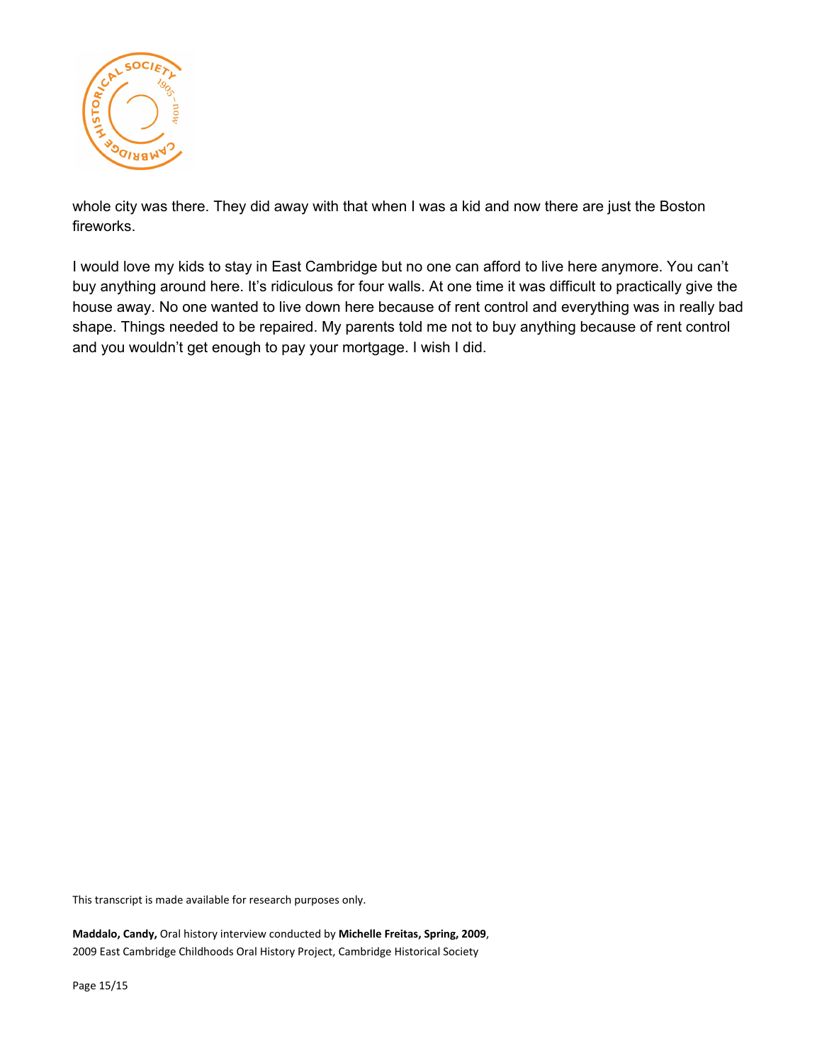whole city was there. They did away with that when I was a kid and now there are just the Boston fireworks.

I would love my kids to stay in East Cambridge but no one can afford to live here anymore. You can't buy anything around here. It's ridiculous for four walls. At one time it was difficult to practically give the house away. No one wanted to live down here because of rent control and everything was in really bad shape. Things needed to be repaired. My parents told me not to buy anything because of rent control and you wouldn't get enough to pay your mortgage. I wish I did.